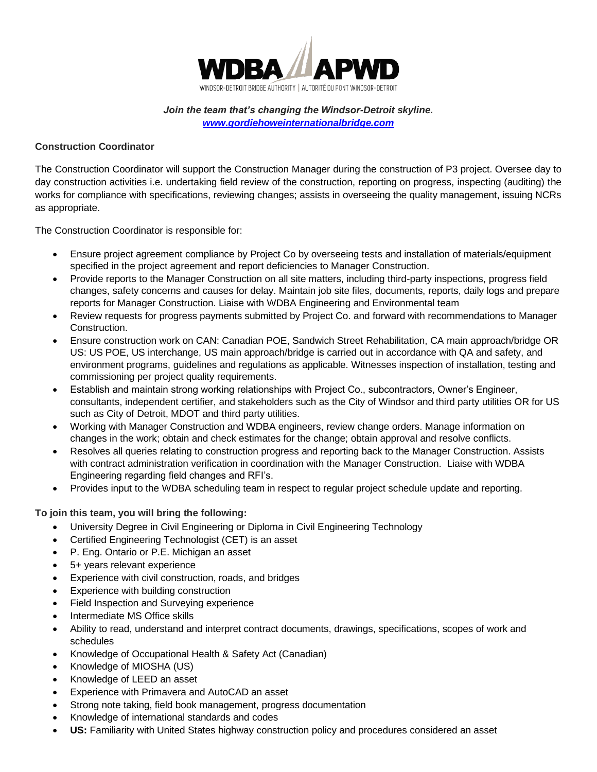WDBA APWD

WINDSOR-DETROIT BRIDGE AUTHORITY | AUTORITÉ DU PONT WINDSOR-DETROIT

***Join the team that's changing the Windsor-Detroit skyline.***
***[www.gordiehoweinternationalbridge.com](http://www.gordiehoweinternationalbridge.com)***

**Construction Coordinator**

The Construction Coordinator will support the Construction Manager during the construction of P3 project. Oversee day to day construction activities i.e. undertaking field review of the construction, reporting on progress, inspecting (auditing) the works for compliance with specifications, reviewing changes; assists in overseeing the quality management, issuing NCRs as appropriate.

The Construction Coordinator is responsible for:

- Ensure project agreement compliance by Project Co by overseeing tests and installation of materials/equipment specified in the project agreement and report deficiencies to Manager Construction.
- Provide reports to the Manager Construction on all site matters, including third-party inspections, progress field changes, safety concerns and causes for delay. Maintain job site files, documents, reports, daily logs and prepare reports for Manager Construction. Liaise with WDBA Engineering and Environmental team
- Review requests for progress payments submitted by Project Co. and forward with recommendations to Manager Construction.
- Ensure construction work on CAN: Canadian POE, Sandwich Street Rehabilitation, CA main approach/bridge OR US: US POE, US interchange, US main approach/bridge is carried out in accordance with QA and safety, and environment programs, guidelines and regulations as applicable. Witnesses inspection of installation, testing and commissioning per project quality requirements.
- Establish and maintain strong working relationships with Project Co., subcontractors, Owner's Engineer, consultants, independent certifier, and stakeholders such as the City of Windsor and third party utilities OR for US such as City of Detroit, MDOT and third party utilities.
- Working with Manager Construction and WDBA engineers, review change orders. Manage information on changes in the work; obtain and check estimates for the change; obtain approval and resolve conflicts.
- Resolves all queries relating to construction progress and reporting back to the Manager Construction. Assists with contract administration verification in coordination with the Manager Construction. Liaise with WDBA Engineering regarding field changes and RFI's.
- Provides input to the WDBA scheduling team in respect to regular project schedule update and reporting.

**To join this team, you will bring the following:**

- University Degree in Civil Engineering or Diploma in Civil Engineering Technology
- Certified Engineering Technologist (CET) is an asset
- P. Eng. Ontario or P.E. Michigan an asset
- 5+ years relevant experience
- Experience with civil construction, roads, and bridges
- Experience with building construction
- Field Inspection and Surveying experience
- Intermediate MS Office skills
- Ability to read, understand and interpret contract documents, drawings, specifications, scopes of work and schedules
- Knowledge of Occupational Health & Safety Act (Canadian)
- Knowledge of MIOSHA (US)
- Knowledge of LEED an asset
- Experience with Primavera and AutoCAD an asset
- Strong note taking, field book management, progress documentation
- Knowledge of international standards and codes
- **US:** Familiarity with United States highway construction policy and procedures considered an asset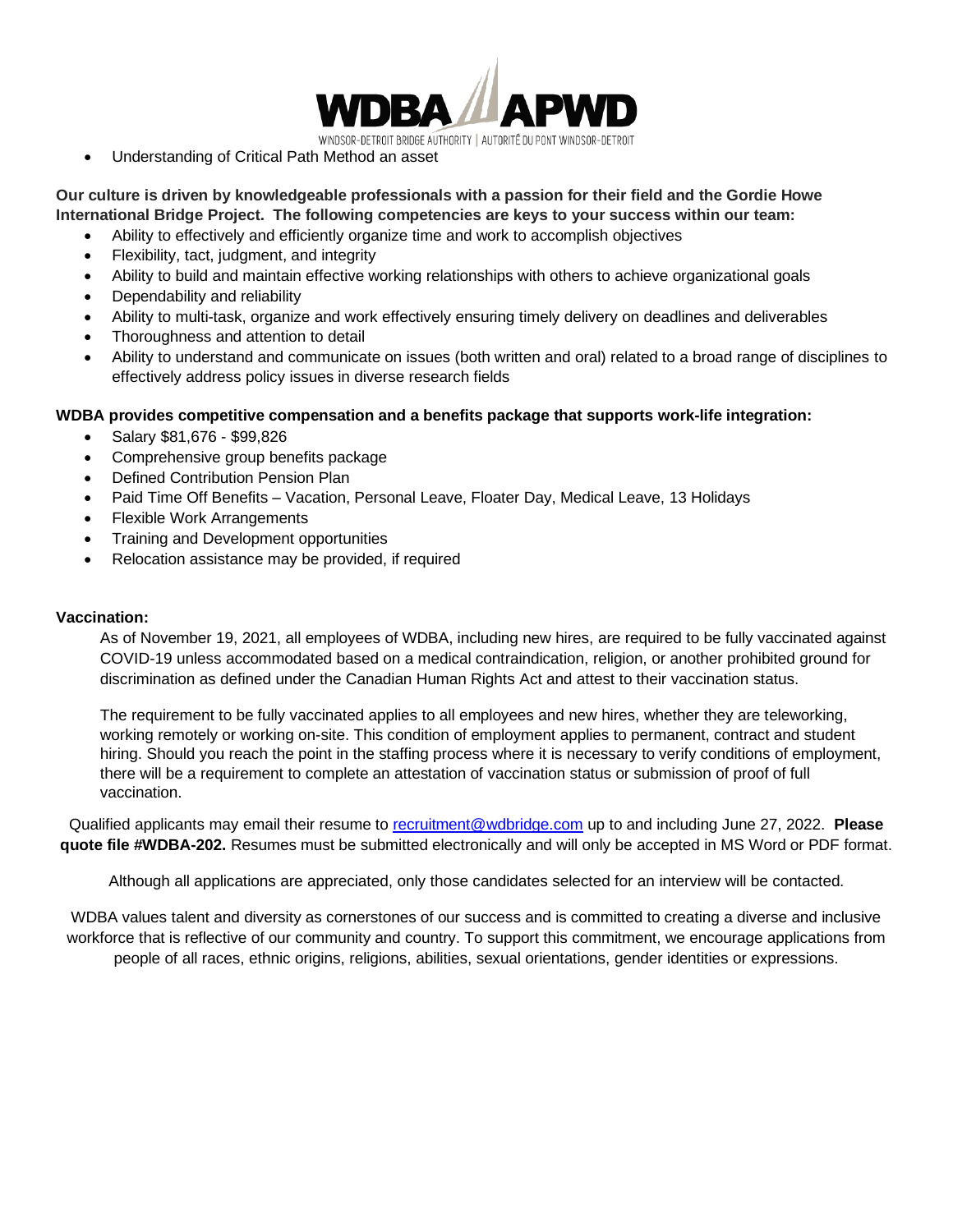- Understanding of Critical Path Method an asset

**Our culture is driven by knowledgeable professionals with a passion for their field and the Gordie Howe International Bridge Project. The following competencies are keys to your success within our team:**

- Ability to effectively and efficiently organize time and work to accomplish objectives
- Flexibility, tact, judgment, and integrity
- Ability to build and maintain effective working relationships with others to achieve organizational goals
- Dependability and reliability
- Ability to multi-task, organize and work effectively ensuring timely delivery on deadlines and deliverables
- Thoroughness and attention to detail
- Ability to understand and communicate on issues (both written and oral) related to a broad range of disciplines to effectively address policy issues in diverse research fields

**WDBA provides competitive compensation and a benefits package that supports work-life integration:**

- Salary $81,676 - $99,826
- Comprehensive group benefits package
- Defined Contribution Pension Plan
- Paid Time Off Benefits – Vacation, Personal Leave, Floater Day, Medical Leave, 13 Holidays
- Flexible Work Arrangements
- Training and Development opportunities
- Relocation assistance may be provided, if required

**Vaccination:**

As of November 19, 2021, all employees of WDBA, including new hires, are required to be fully vaccinated against COVID-19 unless accommodated based on a medical contraindication, religion, or another prohibited ground for discrimination as defined under the Canadian Human Rights Act and attest to their vaccination status.

The requirement to be fully vaccinated applies to all employees and new hires, whether they are teleworking, working remotely or working on-site. This condition of employment applies to permanent, contract and student hiring. Should you reach the point in the staffing process where it is necessary to verify conditions of employment, there will be a requirement to complete an attestation of vaccination status or submission of proof of full vaccination.

Qualified applicants may email their resume to recruitment@wdbridge.com up to and including June 27, 2022. **Please quote file #WDBA-202.** Resumes must be submitted electronically and will only be accepted in MS Word or PDF format.

Although all applications are appreciated, only those candidates selected for an interview will be contacted.

WDBA values talent and diversity as cornerstones of our success and is committed to creating a diverse and inclusive workforce that is reflective of our community and country. To support this commitment, we encourage applications from people of all races, ethnic origins, religions, abilities, sexual orientations, gender identities or expressions.